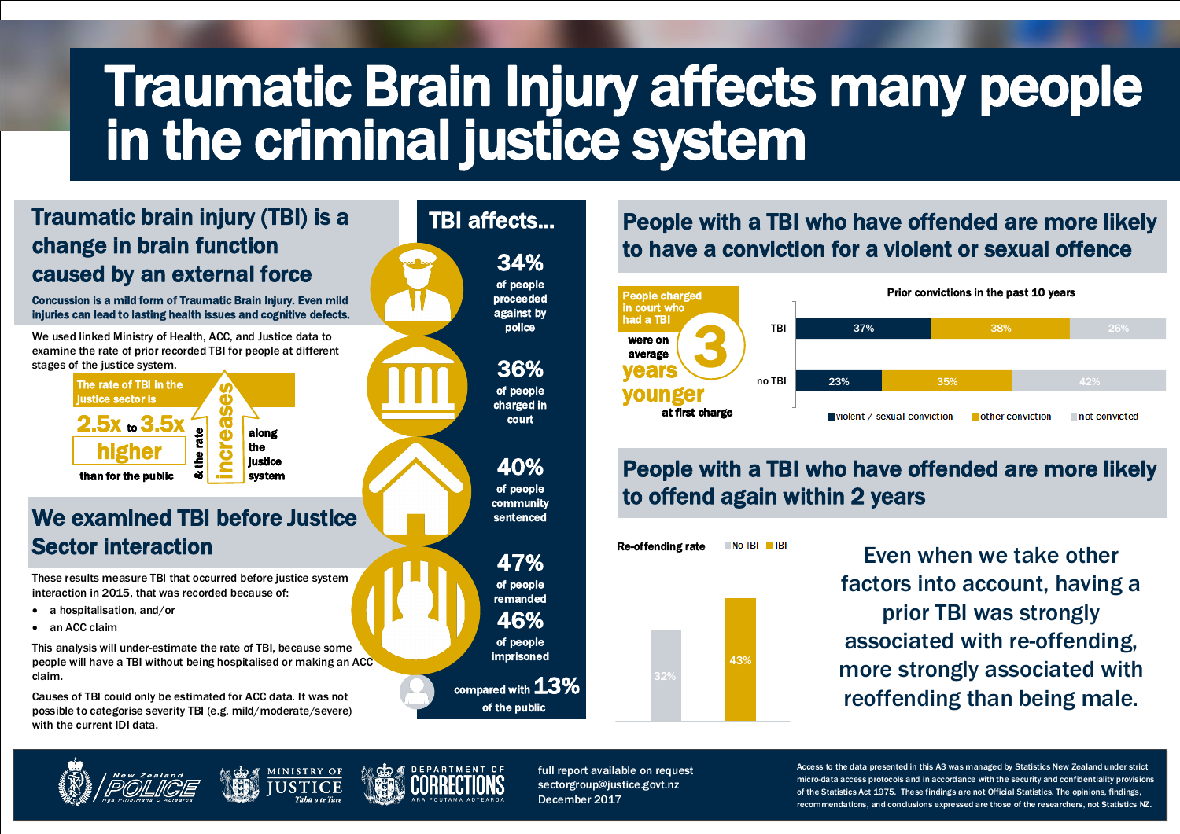# Traumatic Brain Injury affects many people in the criminal justice system

## Traumatic brain injury (TBI) is a change in brain function caused by an external force

**Concussion is a mild form of Traumatic Brain Injury. Even mild injuries can lead to lasting health issues and cognitive defects.**

We used linked Ministry of Health, ACC, and Justice data to examine the rate of prior recorded TBI for people at different stages of the justice system.

**The rate of TBI in the justice sector is 2.5x to 3.5x higher than for the public**

**& the rate increases along the justice system**

## We examined TBI before Justice Sector interaction

These results measure TBI that occurred before justice system interaction in 2015, that was recorded because of:

- a hospitalisation, and/or
- an ACC claim

This analysis will under-estimate the rate of TBI, because some people will have a TBI without being hospitalised or making an ACC claim.

Causes of TBI could only be estimated for ACC data. It was not possible to categorise severity TBI (e.g. mild/moderate/severe) with the current IDI data.

## TBI affects...

- **34%** of people proceeded against by police
- **36%** of people charged in court
- **40%** of people community sentenced
- **47%** of people remanded
- **46%** of people imprisoned

compared with **13%** of the public

## People with a TBI who have offended are more likely to have a conviction for a violent or sexual offence

**People charged in court who had a TBI were on average 3 years younger at first charge**

**Prior convictions in the past 10 years**

| | violent / sexual conviction | other conviction | not convicted |
|---|---|---|---|
| TBI | 37% | 38% | 26% |
| no TBI | 23% | 35% | 42% |

## People with a TBI who have offended are more likely to offend again within 2 years

**Re-offending rate**

| | Re-offending rate |
|---|---|
| No TBI | 32% |
| TBI | 43% |

Even when we take other factors into account, having a prior TBI was strongly associated with re-offending, more strongly associated with reoffending than being male.

---

New Zealand Police | Ministry of Justice | Department of Corrections

full report available on request
sectorgroup@justice.govt.nz
December 2017

Access to the data presented in this A3 was managed by Statistics New Zealand under strict micro-data access protocols and in accordance with the security and confidentiality provisions of the Statistics Act 1975. These findings are not Official Statistics. The opinions, findings, recommendations, and conclusions expressed are those of the researchers, not Statistics NZ.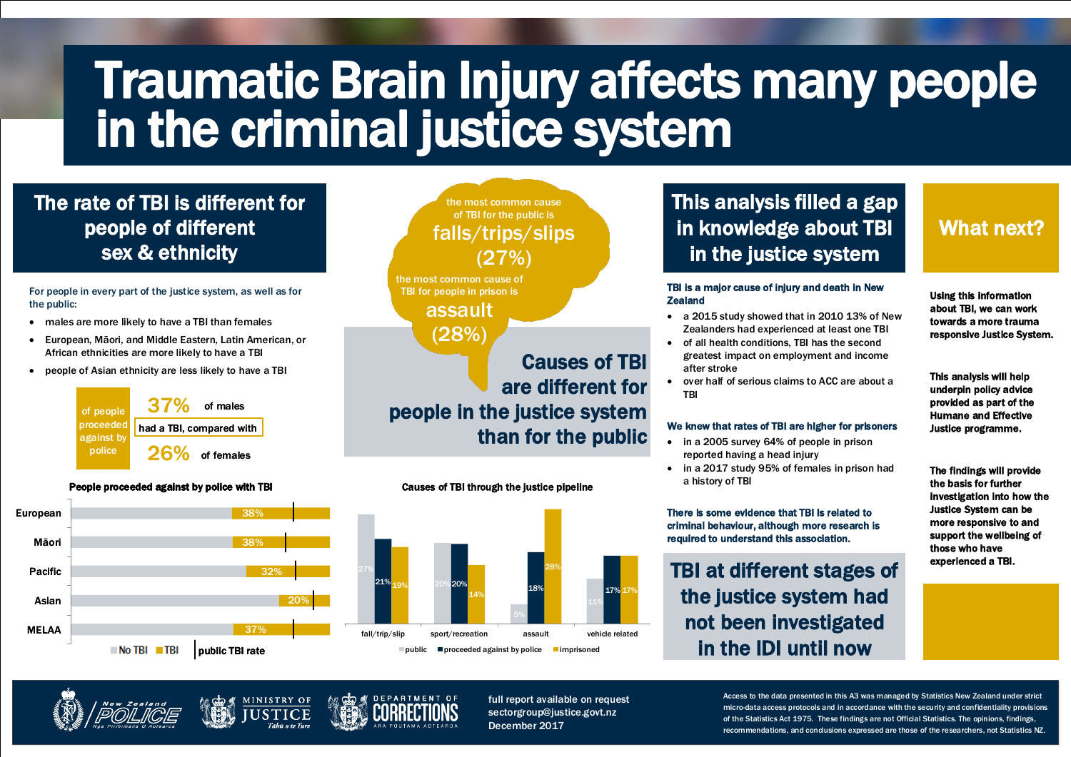# Traumatic Brain Injury affects many people in the criminal justice system

## The rate of TBI is different for people of different sex & ethnicity

For people in every part of the justice system, as well as for the public:

- males are more likely to have a TBI than females
- European, Māori, and Middle Eastern, Latin American, or African ethnicities are more likely to have a TBI
- people of Asian ethnicity are less likely to have a TBI

of people proceeded against by police **37%** of males had a TBI, compared with **26%** of females

**People proceeded against by police with TBI**

European 38%
Māori 38%
Pacific 32%
Asian 20%
MELAA 37%

No TBI ■ TBI | public TBI rate

the most common cause of TBI for the public is
falls/trips/slips (27%)

the most common cause of TBI for people in prison is
assault (28%)

## Causes of TBI are different for people in the justice system than for the public

**Causes of TBI through the justice pipeline**

fall/trip/slip: 27% 21% 19%
sport/recreation: 20% 20% 14%
assault: 5% 18% 28%
vehicle related: 11% 17% 17%

public ■ proceeded against by police ■ imprisoned

## This analysis filled a gap in knowledge about TBI in the justice system

**TBI is a major cause of injury and death in New Zealand**

- a 2015 study showed that in 2010 13% of New Zealanders had experienced at least one TBI
- of all health conditions, TBI has the second greatest impact on employment and income after stroke
- over half of serious claims to ACC are about a TBI

**We knew that rates of TBI are higher for prisoners**

- in a 2005 survey 64% of people in prison reported having a head injury
- in a 2017 study 95% of females in prison had a history of TBI

**There is some evidence that TBI is related to criminal behaviour, although more research is required to understand this association.**

## TBI at different stages of the justice system had not been investigated in the IDI until now

## What next?

**Using this information about TBI, we can work towards a more trauma responsive Justice System.**

**This analysis will help underpin policy advice provided as part of the Humane and Effective Justice programme.**

**The findings will provide the basis for further investigation into how the Justice System can be more responsive to and support the wellbeing of those who have experienced a TBI.**

full report available on request
sectorgroup@justice.govt.nz
December 2017

Access to the data presented in this A3 was managed by Statistics New Zealand under strict micro-data access protocols and in accordance with the security and confidentiality provisions of the Statistics Act 1975. These findings are not Official Statistics. The opinions, findings, recommendations, and conclusions expressed are those of the researchers, not Statistics NZ.